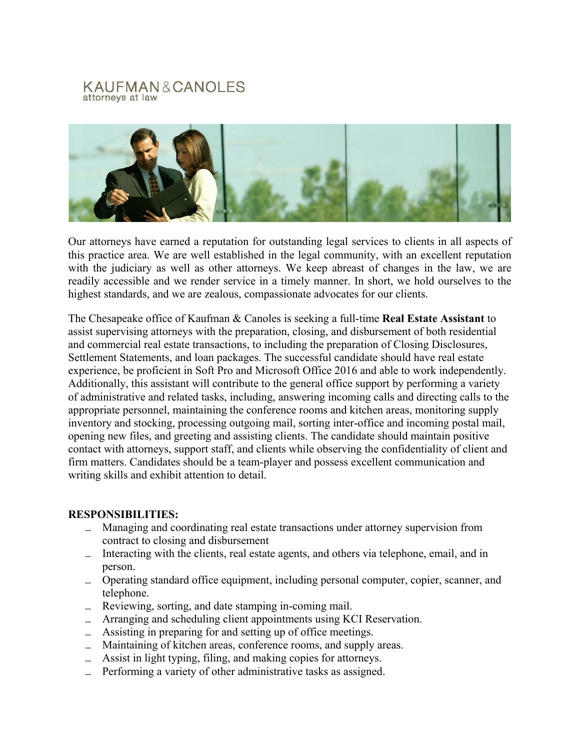KAUFMAN & CANOLES
attorneys at law

Our attorneys have earned a reputation for outstanding legal services to clients in all aspects of this practice area. We are well established in the legal community, with an excellent reputation with the judiciary as well as other attorneys. We keep abreast of changes in the law, we are readily accessible and we render service in a timely manner. In short, we hold ourselves to the highest standards, and we are zealous, compassionate advocates for our clients.

The Chesapeake office of Kaufman & Canoles is seeking a full-time **Real Estate Assistant** to assist supervising attorneys with the preparation, closing, and disbursement of both residential and commercial real estate transactions, to including the preparation of Closing Disclosures, Settlement Statements, and loan packages. The successful candidate should have real estate experience, be proficient in Soft Pro and Microsoft Office 2016 and able to work independently. Additionally, this assistant will contribute to the general office support by performing a variety of administrative and related tasks, including, answering incoming calls and directing calls to the appropriate personnel, maintaining the conference rooms and kitchen areas, monitoring supply inventory and stocking, processing outgoing mail, sorting inter-office and incoming postal mail, opening new files, and greeting and assisting clients. The candidate should maintain positive contact with attorneys, support staff, and clients while observing the confidentiality of client and firm matters. Candidates should be a team-player and possess excellent communication and writing skills and exhibit attention to detail.

**RESPONSIBILITIES:**

- Managing and coordinating real estate transactions under attorney supervision from contract to closing and disbursement
- Interacting with the clients, real estate agents, and others via telephone, email, and in person.
- Operating standard office equipment, including personal computer, copier, scanner, and telephone.
- Reviewing, sorting, and date stamping in-coming mail.
- Arranging and scheduling client appointments using KCI Reservation.
- Assisting in preparing for and setting up of office meetings.
- Maintaining of kitchen areas, conference rooms, and supply areas.
- Assist in light typing, filing, and making copies for attorneys.
- Performing a variety of other administrative tasks as assigned.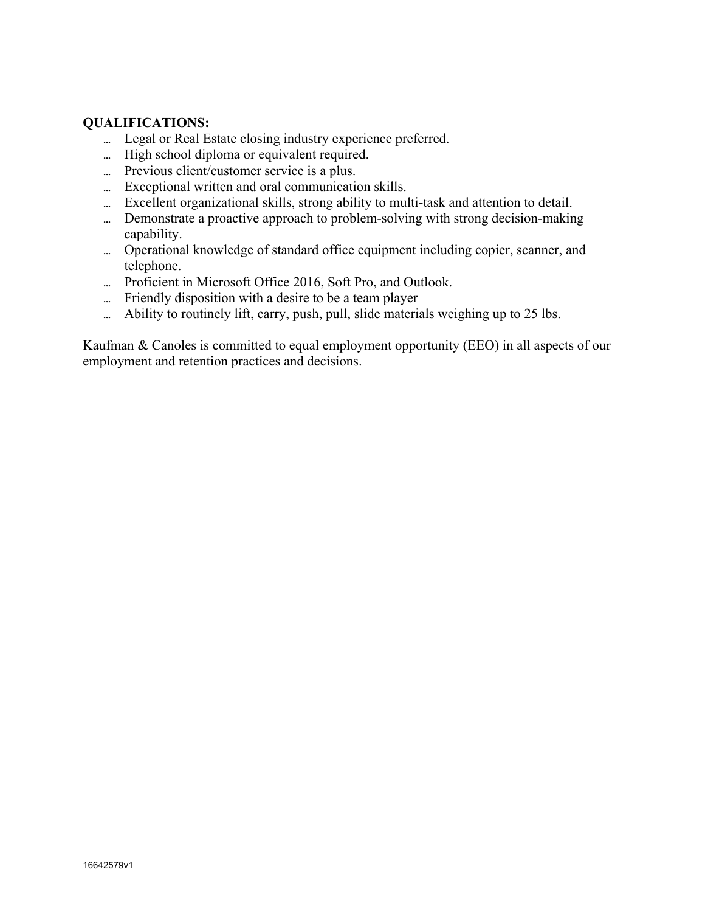**QUALIFICATIONS:**

- Legal or Real Estate closing industry experience preferred.
- High school diploma or equivalent required.
- Previous client/customer service is a plus.
- Exceptional written and oral communication skills.
- Excellent organizational skills, strong ability to multi-task and attention to detail.
- Demonstrate a proactive approach to problem-solving with strong decision-making capability.
- Operational knowledge of standard office equipment including copier, scanner, and telephone.
- Proficient in Microsoft Office 2016, Soft Pro, and Outlook.
- Friendly disposition with a desire to be a team player
- Ability to routinely lift, carry, push, pull, slide materials weighing up to 25 lbs.

Kaufman & Canoles is committed to equal employment opportunity (EEO) in all aspects of our employment and retention practices and decisions.

16642579v1